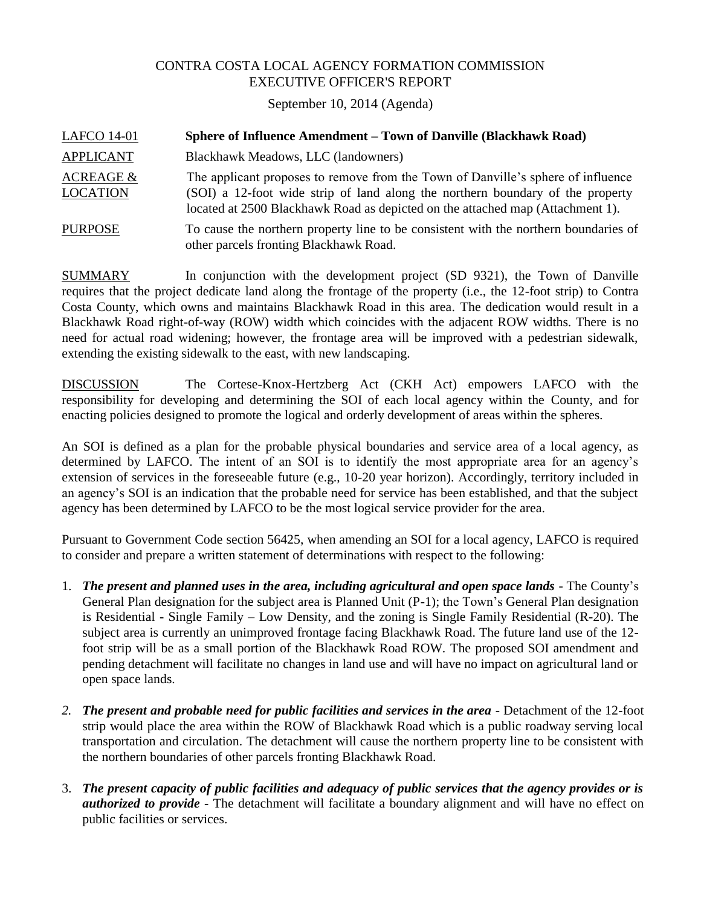CONTRA COSTA LOCAL AGENCY FORMATION COMMISSION
EXECUTIVE OFFICER'S REPORT

September 10, 2014 (Agenda)

LAFCO 14-01 **Sphere of Influence Amendment – Town of Danville (Blackhawk Road)**

APPLICANT Blackhawk Meadows, LLC (landowners)

ACREAGE & LOCATION The applicant proposes to remove from the Town of Danville's sphere of influence (SOI) a 12-foot wide strip of land along the northern boundary of the property located at 2500 Blackhawk Road as depicted on the attached map (Attachment 1).

PURPOSE To cause the northern property line to be consistent with the northern boundaries of other parcels fronting Blackhawk Road.

SUMMARY In conjunction with the development project (SD 9321), the Town of Danville requires that the project dedicate land along the frontage of the property (i.e., the 12-foot strip) to Contra Costa County, which owns and maintains Blackhawk Road in this area. The dedication would result in a Blackhawk Road right-of-way (ROW) width which coincides with the adjacent ROW widths. There is no need for actual road widening; however, the frontage area will be improved with a pedestrian sidewalk, extending the existing sidewalk to the east, with new landscaping.

DISCUSSION The Cortese-Knox-Hertzberg Act (CKH Act) empowers LAFCO with the responsibility for developing and determining the SOI of each local agency within the County, and for enacting policies designed to promote the logical and orderly development of areas within the spheres.

An SOI is defined as a plan for the probable physical boundaries and service area of a local agency, as determined by LAFCO. The intent of an SOI is to identify the most appropriate area for an agency's extension of services in the foreseeable future (e.g., 10-20 year horizon). Accordingly, territory included in an agency's SOI is an indication that the probable need for service has been established, and that the subject agency has been determined by LAFCO to be the most logical service provider for the area.

Pursuant to Government Code section 56425, when amending an SOI for a local agency, LAFCO is required to consider and prepare a written statement of determinations with respect to the following:

1. ***The present and planned uses in the area, including agricultural and open space lands*** - The County's General Plan designation for the subject area is Planned Unit (P-1); the Town's General Plan designation is Residential - Single Family – Low Density, and the zoning is Single Family Residential (R-20). The subject area is currently an unimproved frontage facing Blackhawk Road. The future land use of the 12-foot strip will be as a small portion of the Blackhawk Road ROW. The proposed SOI amendment and pending detachment will facilitate no changes in land use and will have no impact on agricultural land or open space lands.

2. ***The present and probable need for public facilities and services in the area*** - Detachment of the 12-foot strip would place the area within the ROW of Blackhawk Road which is a public roadway serving local transportation and circulation. The detachment will cause the northern property line to be consistent with the northern boundaries of other parcels fronting Blackhawk Road.

3. ***The present capacity of public facilities and adequacy of public services that the agency provides or is authorized to provide*** - The detachment will facilitate a boundary alignment and will have no effect on public facilities or services.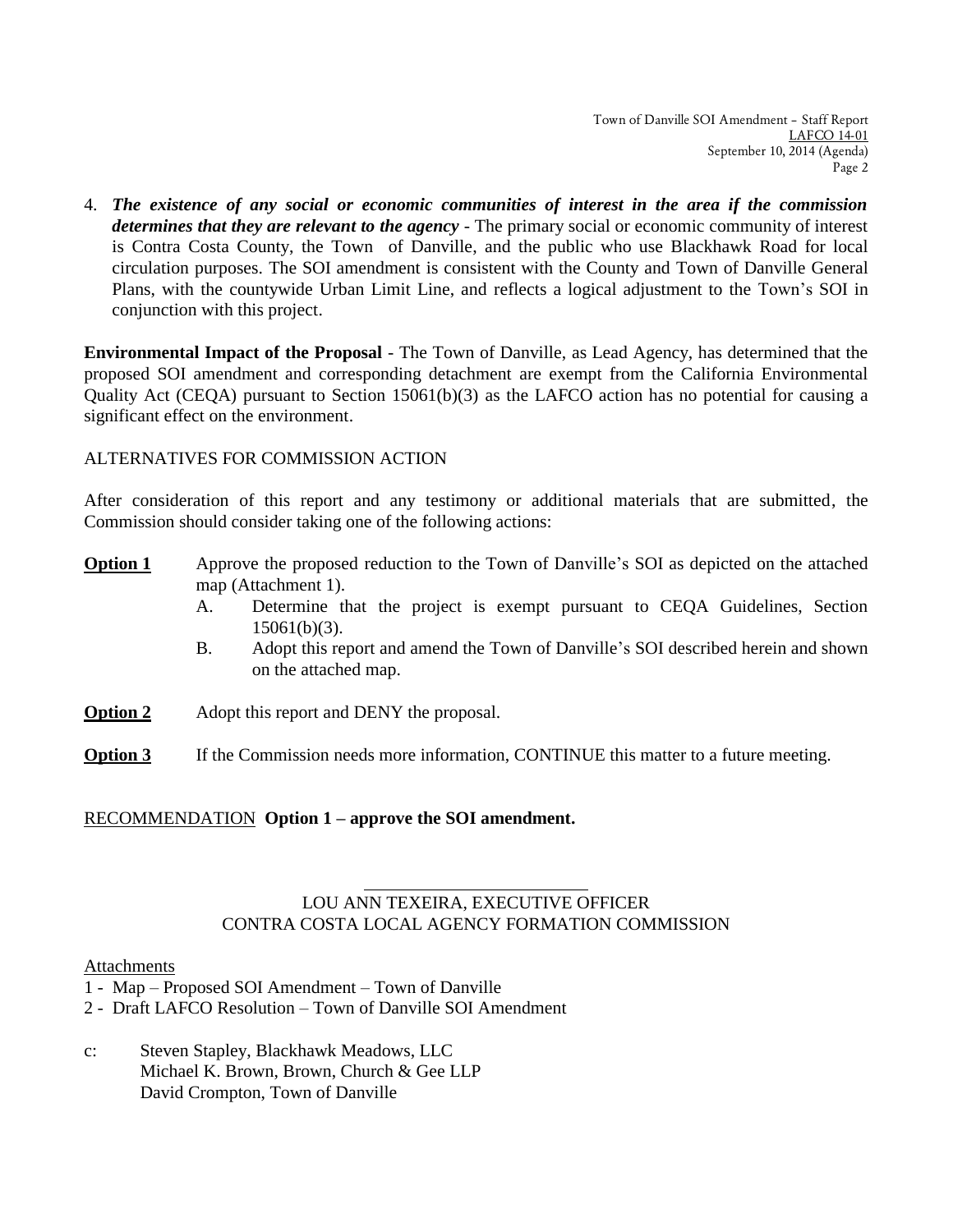4. ***The existence of any social or economic communities of interest in the area if the commission determines that they are relevant to the agency*** - The primary social or economic community of interest is Contra Costa County, the Town of Danville, and the public who use Blackhawk Road for local circulation purposes. The SOI amendment is consistent with the County and Town of Danville General Plans, with the countywide Urban Limit Line, and reflects a logical adjustment to the Town's SOI in conjunction with this project.

**Environmental Impact of the Proposal** - The Town of Danville, as Lead Agency, has determined that the proposed SOI amendment and corresponding detachment are exempt from the California Environmental Quality Act (CEQA) pursuant to Section 15061(b)(3) as the LAFCO action has no potential for causing a significant effect on the environment.

ALTERNATIVES FOR COMMISSION ACTION

After consideration of this report and any testimony or additional materials that are submitted, the Commission should consider taking one of the following actions:

**Option 1** Approve the proposed reduction to the Town of Danville's SOI as depicted on the attached map (Attachment 1).

A. Determine that the project is exempt pursuant to CEQA Guidelines, Section 15061(b)(3).

B. Adopt this report and amend the Town of Danville's SOI described herein and shown on the attached map.

**Option 2** Adopt this report and DENY the proposal.

**Option 3** If the Commission needs more information, CONTINUE this matter to a future meeting.

RECOMMENDATION **Option 1 – approve the SOI amendment.**

\_\_\_\_\_\_\_\_\_\_\_\_\_\_\_\_\_\_\_\_\_\_\_\_\_\_

LOU ANN TEXEIRA, EXECUTIVE OFFICER
CONTRA COSTA LOCAL AGENCY FORMATION COMMISSION

Attachments

1 - Map – Proposed SOI Amendment – Town of Danville
2 - Draft LAFCO Resolution – Town of Danville SOI Amendment

c: Steven Stapley, Blackhawk Meadows, LLC
Michael K. Brown, Brown, Church & Gee LLP
David Crompton, Town of Danville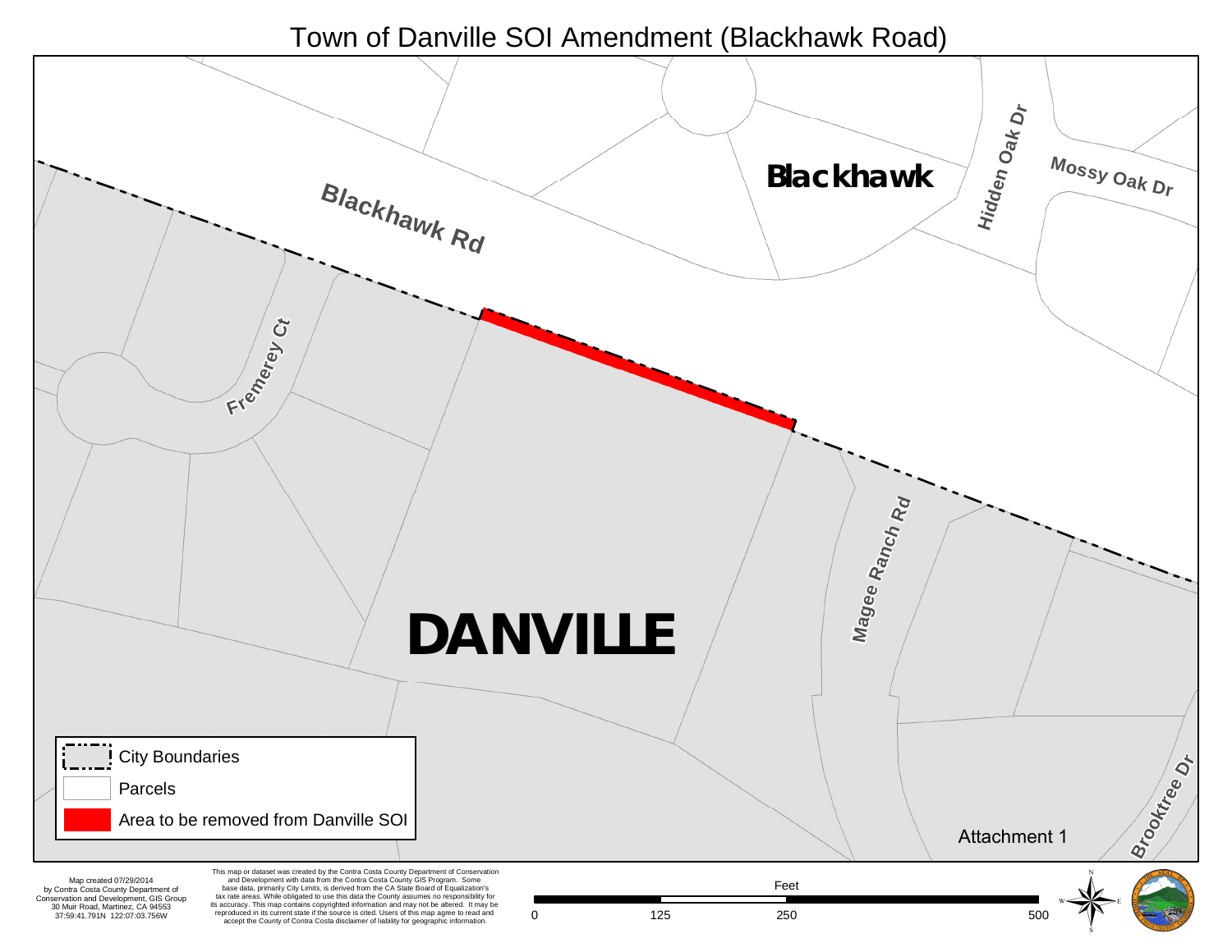# Town of Danville SOI Amendment (Blackhawk Road)

Blackhawk Rd

Blackhawk

Hidden Oak Dr

Mossy Oak Dr

Fremerey Ct

Magee Ranch Rd

Brooktree Dr

DANVILLE

- City Boundaries
- Parcels
- Area to be removed from Danville SOI

Attachment 1

Map created 07/29/2014
by Contra Costa County Department of
Conservation and Development, GIS Group
30 Muir Road, Martinez, CA 94553
37:59:41.791N 122:07:03.756W

This map or dataset was created by the Contra Costa County Department of Conservation and Development with data from the Contra Costa County GIS Program. Some base data, primarily City Limits, is derived from the CA State Board of Equalization's tax rate areas. While obligated to use this data the County assumes no responsibility for its accuracy. This map contains copyrighted information and may not be altered. It may be reproduced in its current state if the source is cited. Users of this map agree to read and accept the County of Contra Costa disclaimer of liability for geographic information.

Feet

0 125 250 500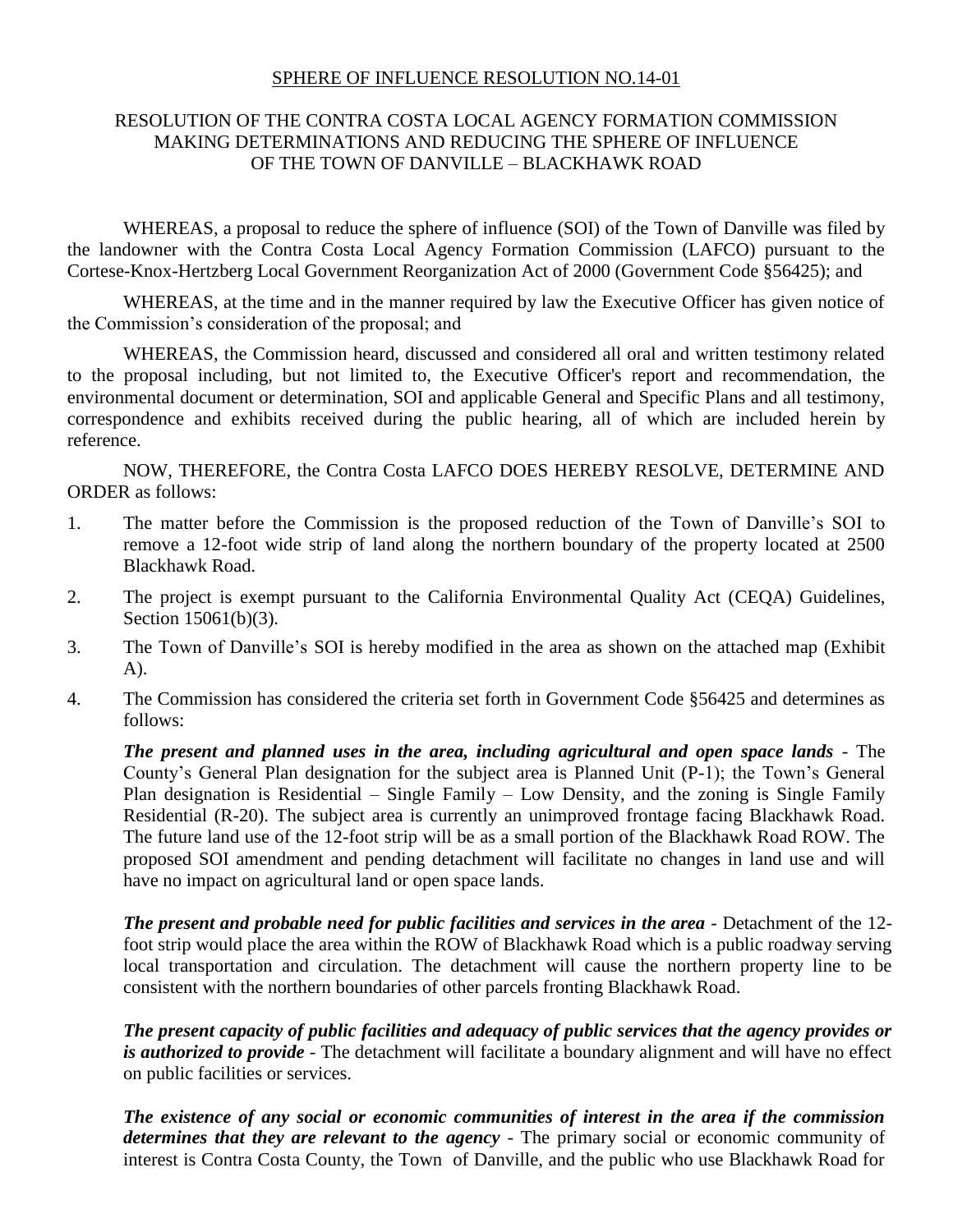SPHERE OF INFLUENCE RESOLUTION NO.14-01

RESOLUTION OF THE CONTRA COSTA LOCAL AGENCY FORMATION COMMISSION MAKING DETERMINATIONS AND REDUCING THE SPHERE OF INFLUENCE OF THE TOWN OF DANVILLE – BLACKHAWK ROAD

WHEREAS, a proposal to reduce the sphere of influence (SOI) of the Town of Danville was filed by the landowner with the Contra Costa Local Agency Formation Commission (LAFCO) pursuant to the Cortese-Knox-Hertzberg Local Government Reorganization Act of 2000 (Government Code §56425); and

WHEREAS, at the time and in the manner required by law the Executive Officer has given notice of the Commission's consideration of the proposal; and

WHEREAS, the Commission heard, discussed and considered all oral and written testimony related to the proposal including, but not limited to, the Executive Officer's report and recommendation, the environmental document or determination, SOI and applicable General and Specific Plans and all testimony, correspondence and exhibits received during the public hearing, all of which are included herein by reference.

NOW, THEREFORE, the Contra Costa LAFCO DOES HEREBY RESOLVE, DETERMINE AND ORDER as follows:

1. The matter before the Commission is the proposed reduction of the Town of Danville's SOI to remove a 12-foot wide strip of land along the northern boundary of the property located at 2500 Blackhawk Road.

2. The project is exempt pursuant to the California Environmental Quality Act (CEQA) Guidelines, Section 15061(b)(3).

3. The Town of Danville's SOI is hereby modified in the area as shown on the attached map (Exhibit A).

4. The Commission has considered the criteria set forth in Government Code §56425 and determines as follows:

   ***The present and planned uses in the area, including agricultural and open space lands*** - The County's General Plan designation for the subject area is Planned Unit (P-1); the Town's General Plan designation is Residential – Single Family – Low Density, and the zoning is Single Family Residential (R-20). The subject area is currently an unimproved frontage facing Blackhawk Road. The future land use of the 12-foot strip will be as a small portion of the Blackhawk Road ROW. The proposed SOI amendment and pending detachment will facilitate no changes in land use and will have no impact on agricultural land or open space lands.

   ***The present and probable need for public facilities and services in the area*** - Detachment of the 12-foot strip would place the area within the ROW of Blackhawk Road which is a public roadway serving local transportation and circulation. The detachment will cause the northern property line to be consistent with the northern boundaries of other parcels fronting Blackhawk Road.

   ***The present capacity of public facilities and adequacy of public services that the agency provides or is authorized to provide*** - The detachment will facilitate a boundary alignment and will have no effect on public facilities or services.

   ***The existence of any social or economic communities of interest in the area if the commission determines that they are relevant to the agency*** - The primary social or economic community of interest is Contra Costa County, the Town of Danville, and the public who use Blackhawk Road for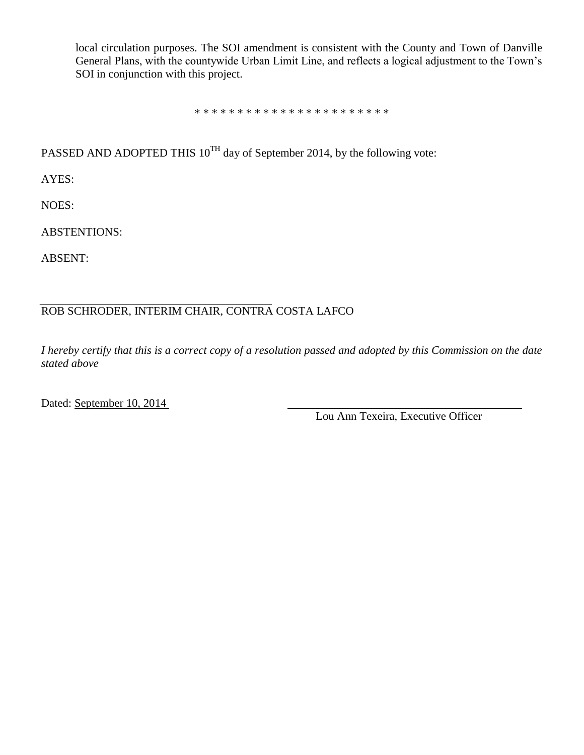local circulation purposes. The SOI amendment is consistent with the County and Town of Danville General Plans, with the countywide Urban Limit Line, and reflects a logical adjustment to the Town's SOI in conjunction with this project.

* * * * * * * * * * * * * * * * * * * * * * *

PASSED AND ADOPTED THIS 10TH day of September 2014, by the following vote:

AYES:

NOES:

ABSTENTIONS:

ABSENT:

\_\_\_\_\_\_\_\_\_\_\_\_\_\_\_\_\_\_\_\_\_\_\_\_\_\_\_\_\_\_\_\_\_\_\_\_\_\_\_\_

ROB SCHRODER, INTERIM CHAIR, CONTRA COSTA LAFCO

*I hereby certify that this is a correct copy of a resolution passed and adopted by this Commission on the date stated above*

Dated: September 10, 2014

\_\_\_\_\_\_\_\_\_\_\_\_\_\_\_\_\_\_\_\_\_\_\_\_\_\_\_\_\_\_\_\_\_\_\_\_\_\_\_\_

Lou Ann Texeira, Executive Officer